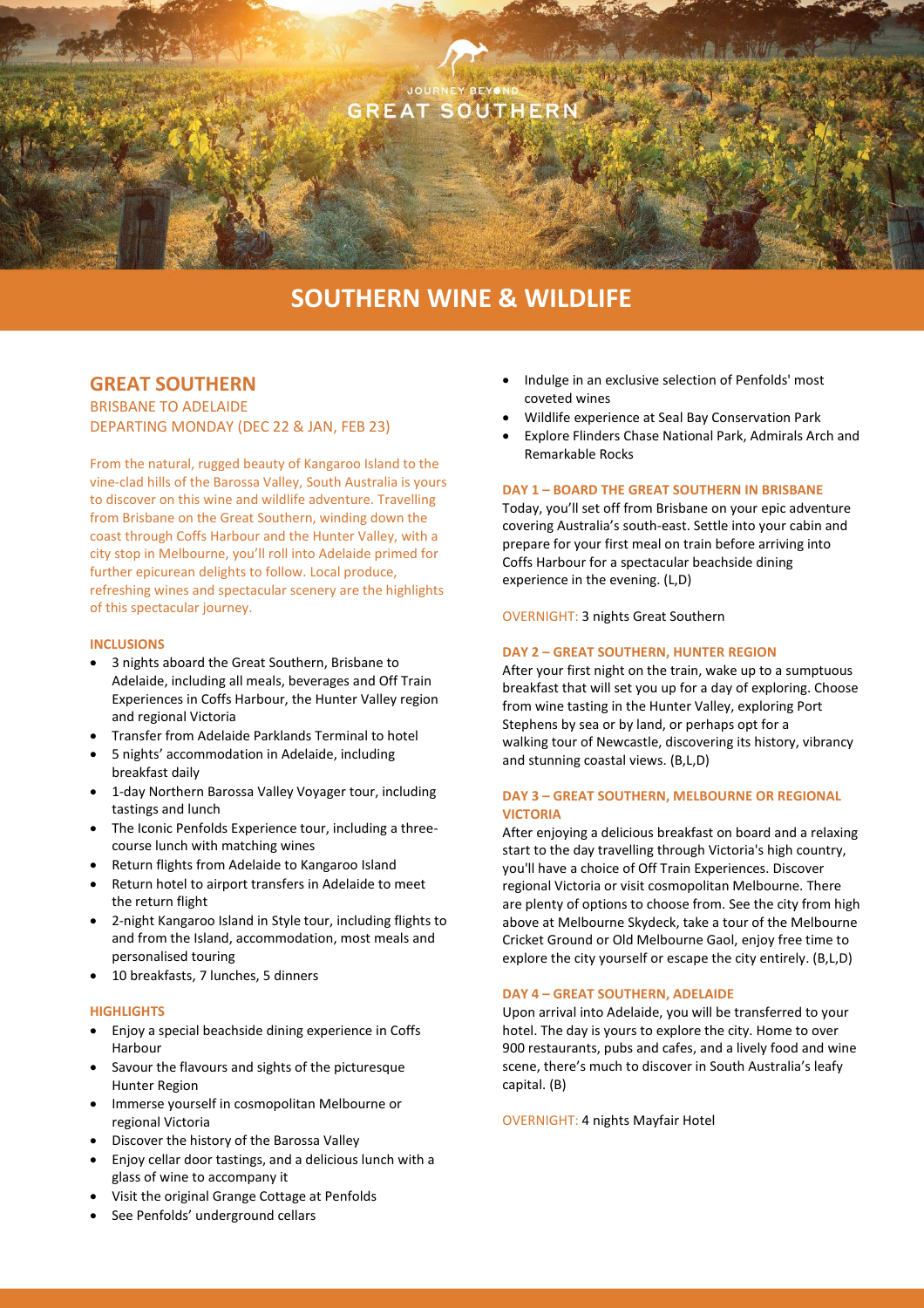JOURNEY BEYOND
GREAT SOUTHERN

# SOUTHERN WINE & WILDLIFE

## GREAT SOUTHERN

BRISBANE TO ADELAIDE
DEPARTING MONDAY (DEC 22 & JAN, FEB 23)

From the natural, rugged beauty of Kangaroo Island to the vine-clad hills of the Barossa Valley, South Australia is yours to discover on this wine and wildlife adventure. Travelling from Brisbane on the Great Southern, winding down the coast through Coffs Harbour and the Hunter Valley, with a city stop in Melbourne, you'll roll into Adelaide primed for further epicurean delights to follow. Local produce, refreshing wines and spectacular scenery are the highlights of this spectacular journey.

### INCLUSIONS

- 3 nights aboard the Great Southern, Brisbane to Adelaide, including all meals, beverages and Off Train Experiences in Coffs Harbour, the Hunter Valley region and regional Victoria
- Transfer from Adelaide Parklands Terminal to hotel
- 5 nights' accommodation in Adelaide, including breakfast daily
- 1-day Northern Barossa Valley Voyager tour, including tastings and lunch
- The Iconic Penfolds Experience tour, including a three-course lunch with matching wines
- Return flights from Adelaide to Kangaroo Island
- Return hotel to airport transfers in Adelaide to meet the return flight
- 2-night Kangaroo Island in Style tour, including flights to and from the Island, accommodation, most meals and personalised touring
- 10 breakfasts, 7 lunches, 5 dinners

### HIGHLIGHTS

- Enjoy a special beachside dining experience in Coffs Harbour
- Savour the flavours and sights of the picturesque Hunter Region
- Immerse yourself in cosmopolitan Melbourne or regional Victoria
- Discover the history of the Barossa Valley
- Enjoy cellar door tastings, and a delicious lunch with a glass of wine to accompany it
- Visit the original Grange Cottage at Penfolds
- See Penfolds' underground cellars
- Indulge in an exclusive selection of Penfolds' most coveted wines
- Wildlife experience at Seal Bay Conservation Park
- Explore Flinders Chase National Park, Admirals Arch and Remarkable Rocks

### DAY 1 – BOARD THE GREAT SOUTHERN IN BRISBANE

Today, you'll set off from Brisbane on your epic adventure covering Australia's south-east. Settle into your cabin and prepare for your first meal on train before arriving into Coffs Harbour for a spectacular beachside dining experience in the evening. (L,D)

OVERNIGHT: 3 nights Great Southern

### DAY 2 – GREAT SOUTHERN, HUNTER REGION

After your first night on the train, wake up to a sumptuous breakfast that will set you up for a day of exploring. Choose from wine tasting in the Hunter Valley, exploring Port Stephens by sea or by land, or perhaps opt for a walking tour of Newcastle, discovering its history, vibrancy and stunning coastal views. (B,L,D)

### DAY 3 – GREAT SOUTHERN, MELBOURNE OR REGIONAL VICTORIA

After enjoying a delicious breakfast on board and a relaxing start to the day travelling through Victoria's high country, you'll have a choice of Off Train Experiences. Discover regional Victoria or visit cosmopolitan Melbourne. There are plenty of options to choose from. See the city from high above at Melbourne Skydeck, take a tour of the Melbourne Cricket Ground or Old Melbourne Gaol, enjoy free time to explore the city yourself or escape the city entirely. (B,L,D)

### DAY 4 – GREAT SOUTHERN, ADELAIDE

Upon arrival into Adelaide, you will be transferred to your hotel. The day is yours to explore the city. Home to over 900 restaurants, pubs and cafes, and a lively food and wine scene, there's much to discover in South Australia's leafy capital. (B)

OVERNIGHT: 4 nights Mayfair Hotel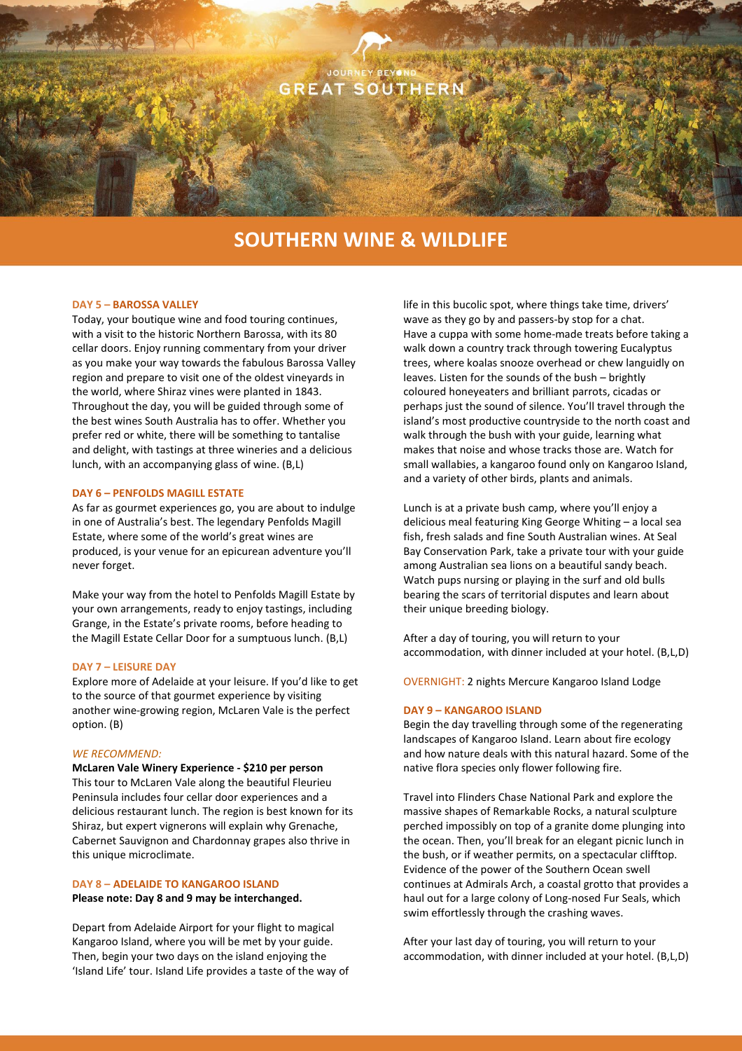JOURNEY BEYOND
GREAT SOUTHERN

# SOUTHERN WINE & WILDLIFE

### DAY 5 – BAROSSA VALLEY

Today, your boutique wine and food touring continues, with a visit to the historic Northern Barossa, with its 80 cellar doors. Enjoy running commentary from your driver as you make your way towards the fabulous Barossa Valley region and prepare to visit one of the oldest vineyards in the world, where Shiraz vines were planted in 1843. Throughout the day, you will be guided through some of the best wines South Australia has to offer. Whether you prefer red or white, there will be something to tantalise and delight, with tastings at three wineries and a delicious lunch, with an accompanying glass of wine. (B,L)

### DAY 6 – PENFOLDS MAGILL ESTATE

As far as gourmet experiences go, you are about to indulge in one of Australia's best. The legendary Penfolds Magill Estate, where some of the world's great wines are produced, is your venue for an epicurean adventure you'll never forget.

Make your way from the hotel to Penfolds Magill Estate by your own arrangements, ready to enjoy tastings, including Grange, in the Estate's private rooms, before heading to the Magill Estate Cellar Door for a sumptuous lunch. (B,L)

### DAY 7 – LEISURE DAY

Explore more of Adelaide at your leisure. If you'd like to get to the source of that gourmet experience by visiting another wine-growing region, McLaren Vale is the perfect option. (B)

*WE RECOMMEND:*

**McLaren Vale Winery Experience - $210 per person**
This tour to McLaren Vale along the beautiful Fleurieu Peninsula includes four cellar door experiences and a delicious restaurant lunch. The region is best known for its Shiraz, but expert vignerons will explain why Grenache, Cabernet Sauvignon and Chardonnay grapes also thrive in this unique microclimate.

### DAY 8 – ADELAIDE TO KANGAROO ISLAND

**Please note: Day 8 and 9 may be interchanged.**

Depart from Adelaide Airport for your flight to magical Kangaroo Island, where you will be met by your guide. Then, begin your two days on the island enjoying the 'Island Life' tour. Island Life provides a taste of the way of life in this bucolic spot, where things take time, drivers' wave as they go by and passers-by stop for a chat. Have a cuppa with some home-made treats before taking a walk down a country track through towering Eucalyptus trees, where koalas snooze overhead or chew languidly on leaves. Listen for the sounds of the bush – brightly coloured honeyeaters and brilliant parrots, cicadas or perhaps just the sound of silence. You'll travel through the island's most productive countryside to the north coast and walk through the bush with your guide, learning what makes that noise and whose tracks those are. Watch for small wallabies, a kangaroo found only on Kangaroo Island, and a variety of other birds, plants and animals.

Lunch is at a private bush camp, where you'll enjoy a delicious meal featuring King George Whiting – a local sea fish, fresh salads and fine South Australian wines. At Seal Bay Conservation Park, take a private tour with your guide among Australian sea lions on a beautiful sandy beach. Watch pups nursing or playing in the surf and old bulls bearing the scars of territorial disputes and learn about their unique breeding biology.

After a day of touring, you will return to your accommodation, with dinner included at your hotel. (B,L,D)

OVERNIGHT: 2 nights Mercure Kangaroo Island Lodge

### DAY 9 – KANGAROO ISLAND

Begin the day travelling through some of the regenerating landscapes of Kangaroo Island. Learn about fire ecology and how nature deals with this natural hazard. Some of the native flora species only flower following fire.

Travel into Flinders Chase National Park and explore the massive shapes of Remarkable Rocks, a natural sculpture perched impossibly on top of a granite dome plunging into the ocean. Then, you'll break for an elegant picnic lunch in the bush, or if weather permits, on a spectacular clifftop. Evidence of the power of the Southern Ocean swell continues at Admirals Arch, a coastal grotto that provides a haul out for a large colony of Long-nosed Fur Seals, which swim effortlessly through the crashing waves.

After your last day of touring, you will return to your accommodation, with dinner included at your hotel. (B,L,D)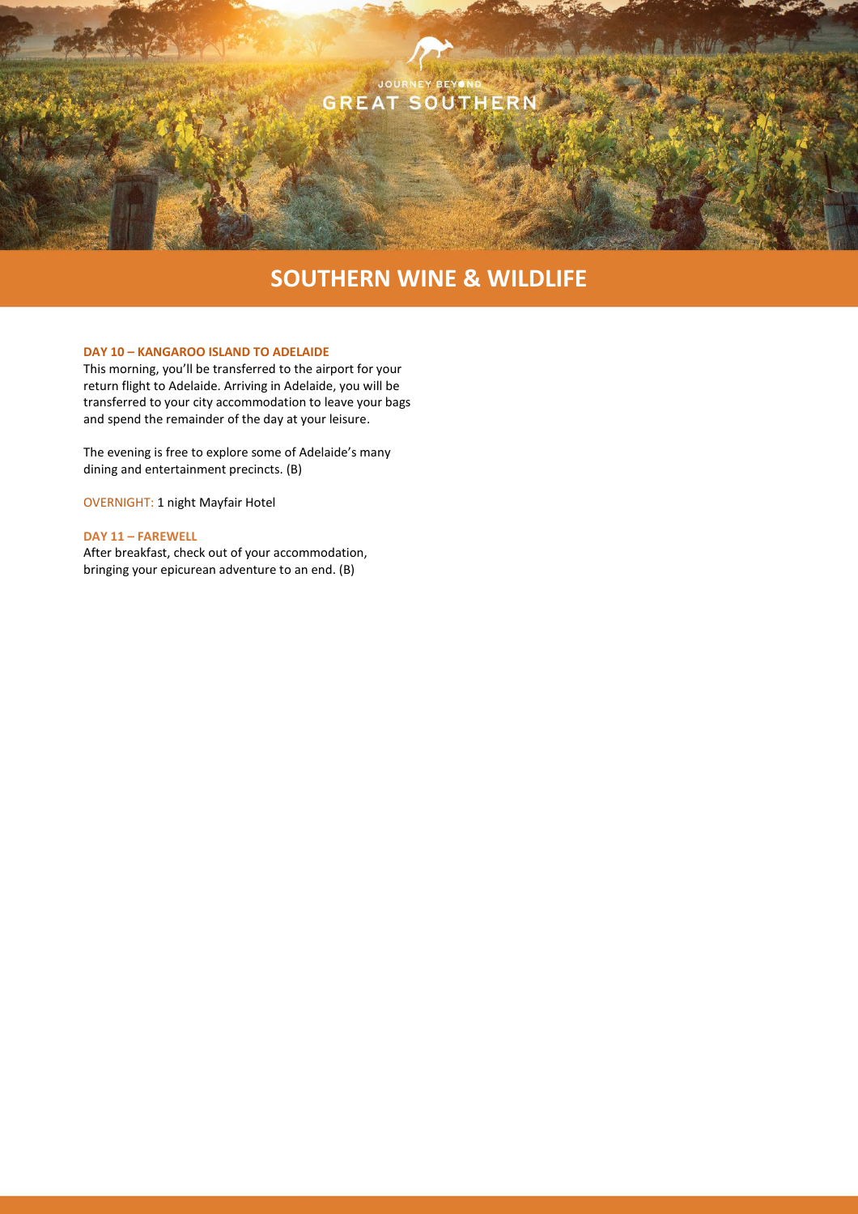# SOUTHERN WINE & WILDLIFE

**DAY 10 – KANGAROO ISLAND TO ADELAIDE**

This morning, you'll be transferred to the airport for your return flight to Adelaide. Arriving in Adelaide, you will be transferred to your city accommodation to leave your bags and spend the remainder of the day at your leisure.

The evening is free to explore some of Adelaide's many dining and entertainment precincts. (B)

OVERNIGHT: 1 night Mayfair Hotel

**DAY 11 – FAREWELL**

After breakfast, check out of your accommodation, bringing your epicurean adventure to an end. (B)